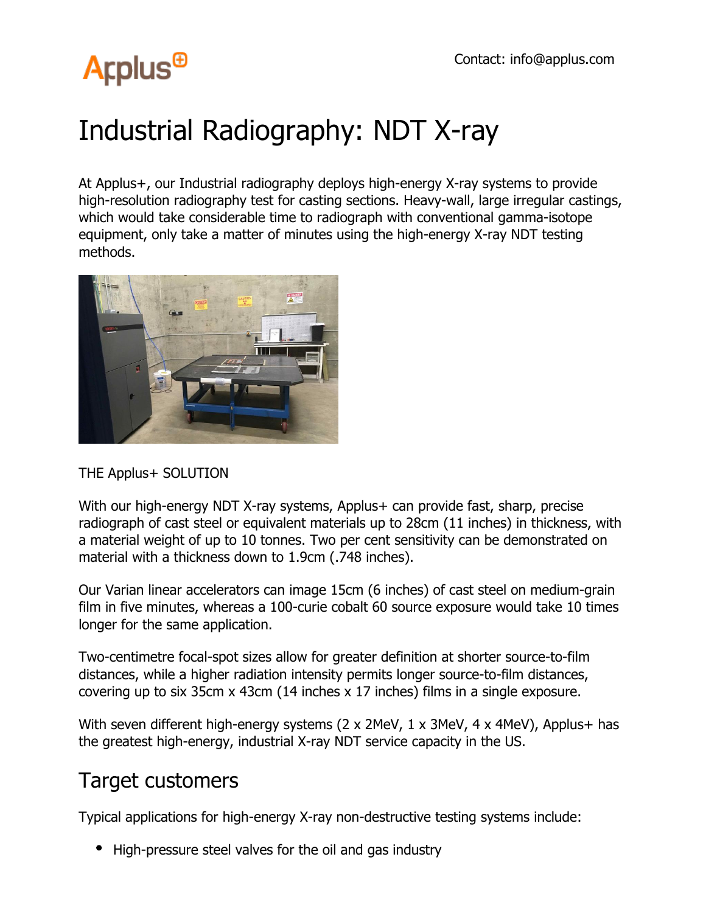Contact: info@applus.com

# Industrial Radiography: NDT X-ray

At Applus+, our Industrial radiography deploys high-energy X-ray systems to provide high-resolution radiography test for casting sections. Heavy-wall, large irregular castings, which would take considerable time to radiograph with conventional gamma-isotope equipment, only take a matter of minutes using the high-energy X-ray NDT testing methods.

THE Applus+ SOLUTION

With our high-energy NDT X-ray systems, Applus+ can provide fast, sharp, precise radiograph of cast steel or equivalent materials up to 28cm (11 inches) in thickness, with a material weight of up to 10 tonnes. Two per cent sensitivity can be demonstrated on material with a thickness down to 1.9cm (.748 inches).

Our Varian linear accelerators can image 15cm (6 inches) of cast steel on medium-grain film in five minutes, whereas a 100-curie cobalt 60 source exposure would take 10 times longer for the same application.

Two-centimetre focal-spot sizes allow for greater definition at shorter source-to-film distances, while a higher radiation intensity permits longer source-to-film distances, covering up to six 35cm x 43cm (14 inches x 17 inches) films in a single exposure.

With seven different high-energy systems (2 x 2MeV, 1 x 3MeV, 4 x 4MeV), Applus+ has the greatest high-energy, industrial X-ray NDT service capacity in the US.

## Target customers

Typical applications for high-energy X-ray non-destructive testing systems include:

- High-pressure steel valves for the oil and gas industry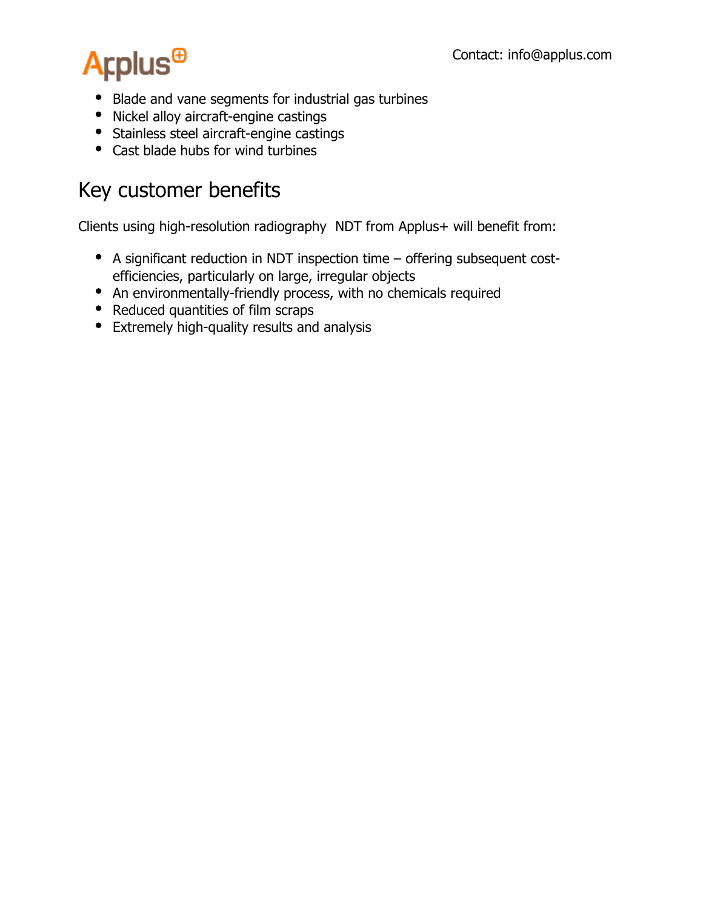- Blade and vane segments for industrial gas turbines
- Nickel alloy aircraft-engine castings
- Stainless steel aircraft-engine castings
- Cast blade hubs for wind turbines

## Key customer benefits

Clients using high-resolution radiography NDT from Applus+ will benefit from:

- A significant reduction in NDT inspection time – offering subsequent cost-efficiencies, particularly on large, irregular objects
- An environmentally-friendly process, with no chemicals required
- Reduced quantities of film scraps
- Extremely high-quality results and analysis